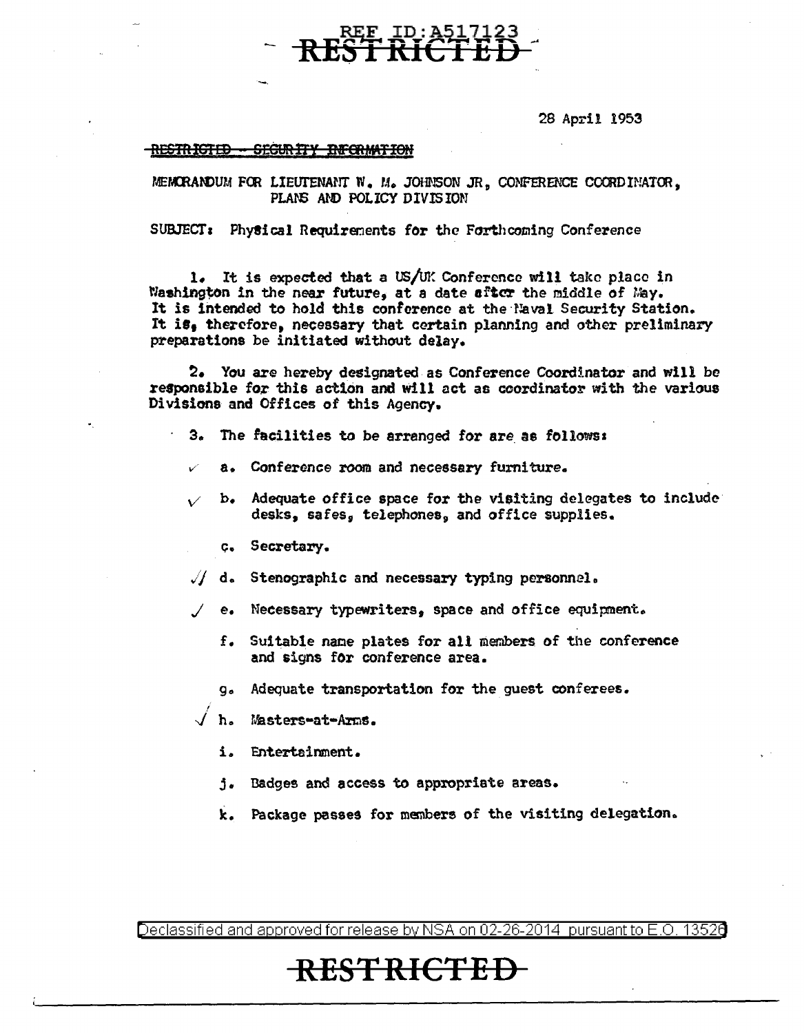REF ID:A517123

~~RESTRICTED~~

28 April 1953

~~RESTRICTED - SECURITY INFORMATION~~

MEMORANDUM FOR LIEUTENANT W. M. JOHNSON JR, CONFERENCE COORDINATOR, PLANS AND POLICY DIVISION

SUBJECT: Physical Requirements for the Forthcoming Conference

1. It is expected that a US/UK Conference will take place in Washington in the near future, at a date after the middle of May. It is intended to hold this conference at the Naval Security Station. It is, therefore, necessary that certain planning and other preliminary preparations be initiated without delay.

2. You are hereby designated as Conference Coordinator and will be responsible for this action and will act as coordinator with the various Divisions and Offices of this Agency.

3. The facilities to be arranged for are as follows:

✓ a. Conference room and necessary furniture.

✓ b. Adequate office space for the visiting delegates to include desks, safes, telephones, and office supplies.

c. Secretary.

✓/ d. Stenographic and necessary typing personnel.

✓ e. Necessary typewriters, space and office equipment.

f. Suitable name plates for all members of the conference and signs for conference area.

g. Adequate transportation for the guest conferees.

✓ h. Masters-at-Arms.

i. Entertainment.

j. Badges and access to appropriate areas.

k. Package passes for members of the visiting delegation.

Declassified and approved for release by NSA on 02-26-2014 pursuant to E.O. 13526

~~RESTRICTED~~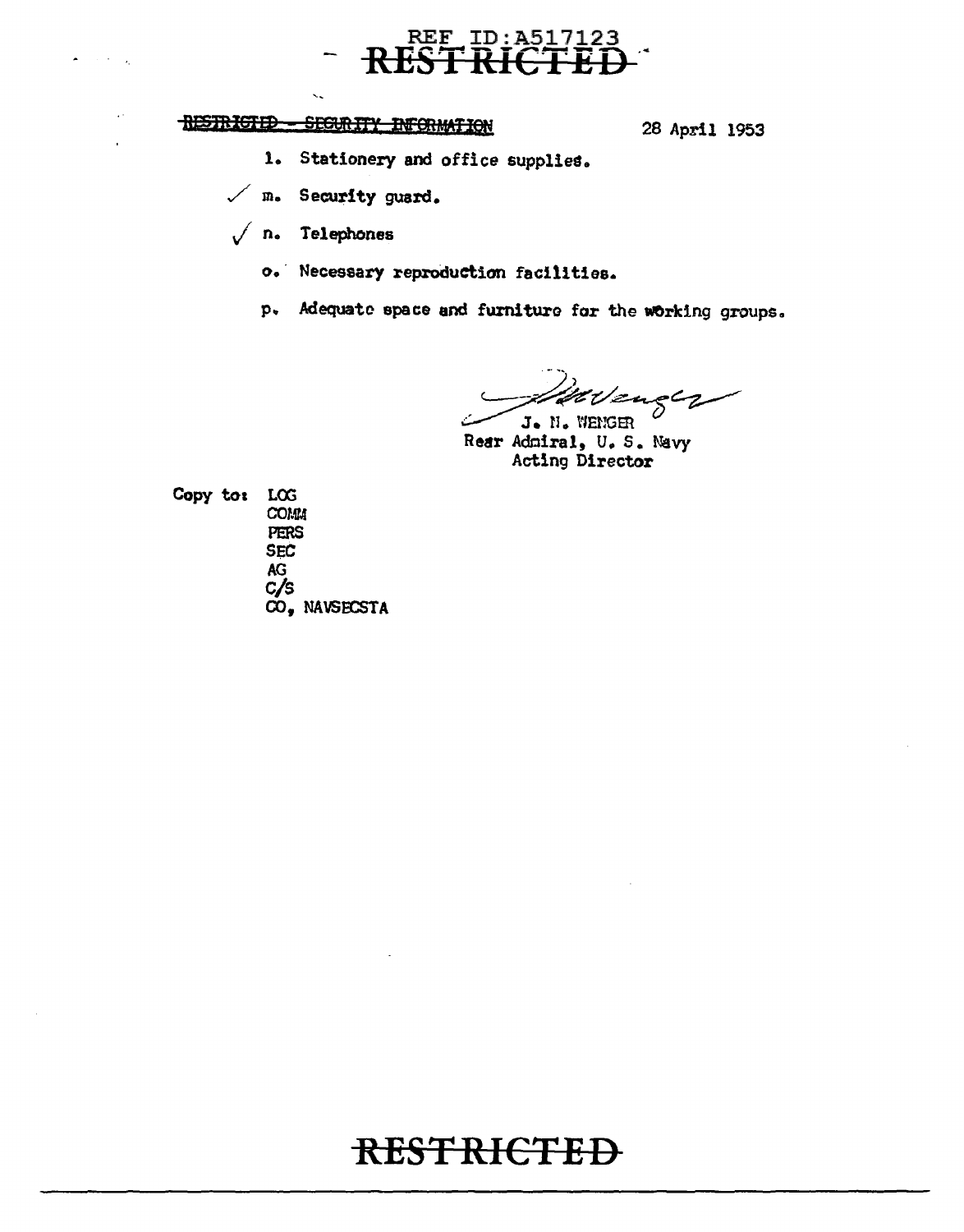~~RESTRICTED - SECURITY INFORMATION~~ 28 April 1953

l. Stationery and office supplies.

✓ m. Security guard.

✓ n. Telephones

o. Necessary reproduction facilities.

p. Adequate space and furniture for the working groups.

J. N. WENGER
Rear Admiral, U. S. Navy
Acting Director

Copy to: LOG
COMM
PERS
SEC
AG
C/S
CO, NAVSECSTA

~~RESTRICTED~~